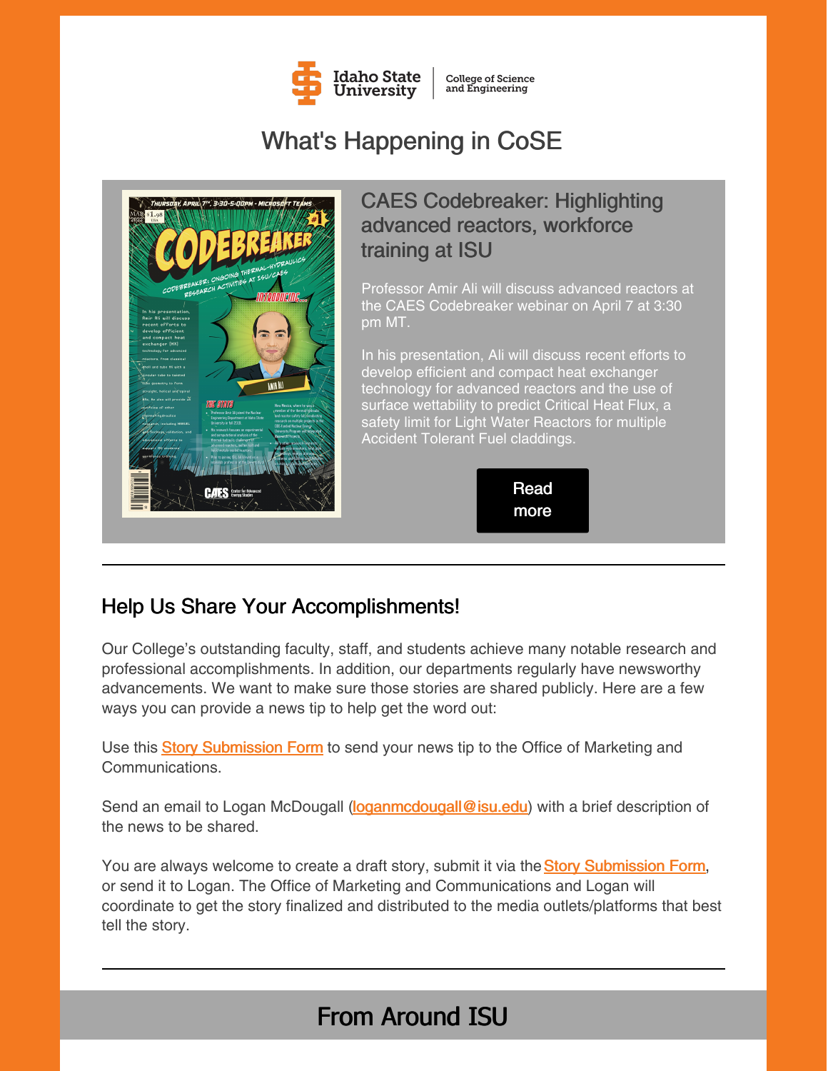Idaho State University | College of Science and Engineering

# What's Happening in CoSE

## CAES Codebreaker: Highlighting advanced reactors, workforce training at ISU

Professor Amir Ali will discuss advanced reactors at the CAES Codebreaker webinar on April 7 at 3:30 pm MT.

In his presentation, Ali will discuss recent efforts to develop efficient and compact heat exchanger technology for advanced reactors and the use of surface wettability to predict Critical Heat Flux, a safety limit for Light Water Reactors for multiple Accident Tolerant Fuel claddings.

Read more

---

## Help Us Share Your Accomplishments!

Our College's outstanding faculty, staff, and students achieve many notable research and professional accomplishments. In addition, our departments regularly have newsworthy advancements. We want to make sure those stories are shared publicly. Here are a few ways you can provide a news tip to help get the word out:

Use this Story Submission Form to send your news tip to the Office of Marketing and Communications.

Send an email to Logan McDougall (loganmcdougall@isu.edu) with a brief description of the news to be shared.

You are always welcome to create a draft story, submit it via the Story Submission Form, or send it to Logan. The Office of Marketing and Communications and Logan will coordinate to get the story finalized and distributed to the media outlets/platforms that best tell the story.

---

# From Around ISU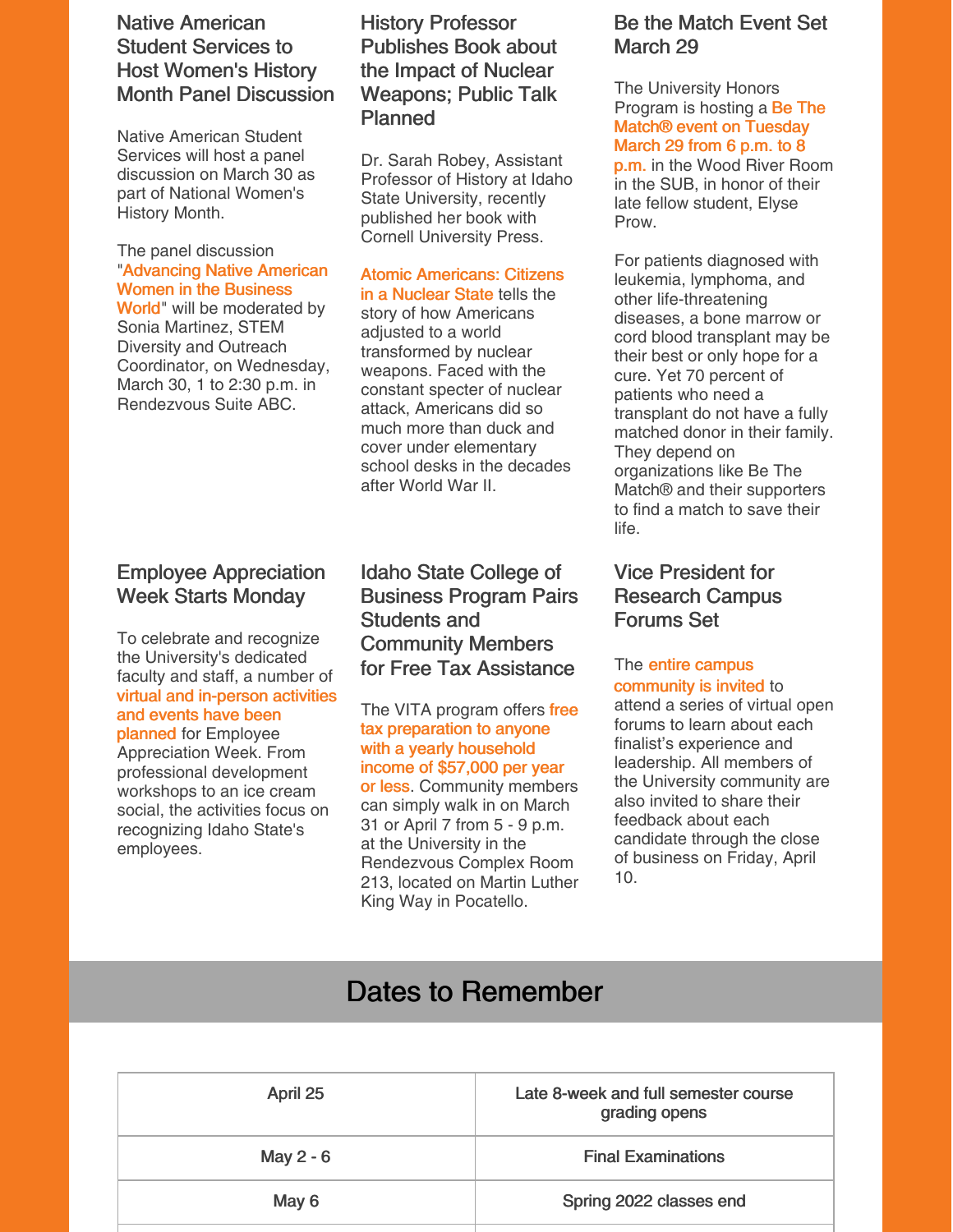### Native American Student Services to Host Women's History Month Panel Discussion

Native American Student Services will host a panel discussion on March 30 as part of National Women's History Month.

The panel discussion "Advancing Native American Women in the Business World" will be moderated by Sonia Martinez, STEM Diversity and Outreach Coordinator, on Wednesday, March 30, 1 to 2:30 p.m. in Rendezvous Suite ABC.

### History Professor Publishes Book about the Impact of Nuclear Weapons; Public Talk Planned

Dr. Sarah Robey, Assistant Professor of History at Idaho State University, recently published her book with Cornell University Press.

Atomic Americans: Citizens in a Nuclear State tells the story of how Americans adjusted to a world transformed by nuclear weapons. Faced with the constant specter of nuclear attack, Americans did so much more than duck and cover under elementary school desks in the decades after World War II.

### Be the Match Event Set March 29

The University Honors Program is hosting a Be The Match® event on Tuesday March 29 from 6 p.m. to 8 p.m. in the Wood River Room in the SUB, in honor of their late fellow student, Elyse Prow.

For patients diagnosed with leukemia, lymphoma, and other life-threatening diseases, a bone marrow or cord blood transplant may be their best or only hope for a cure. Yet 70 percent of patients who need a transplant do not have a fully matched donor in their family. They depend on organizations like Be The Match® and their supporters to find a match to save their life.

### Employee Appreciation Week Starts Monday

To celebrate and recognize the University's dedicated faculty and staff, a number of virtual and in-person activities and events have been planned for Employee Appreciation Week. From professional development workshops to an ice cream social, the activities focus on recognizing Idaho State's employees.

### Idaho State College of Business Program Pairs Students and Community Members for Free Tax Assistance

The VITA program offers free tax preparation to anyone with a yearly household income of $57,000 per year or less. Community members can simply walk in on March 31 or April 7 from 5 - 9 p.m. at the University in the Rendezvous Complex Room 213, located on Martin Luther King Way in Pocatello.

### Vice President for Research Campus Forums Set

The entire campus community is invited to attend a series of virtual open forums to learn about each finalist's experience and leadership. All members of the University community are also invited to share their feedback about each candidate through the close of business on Friday, April 10.

## Dates to Remember

| | |
|---|---|
| April 25 | Late 8-week and full semester course grading opens |
| May 2 - 6 | Final Examinations |
| May 6 | Spring 2022 classes end |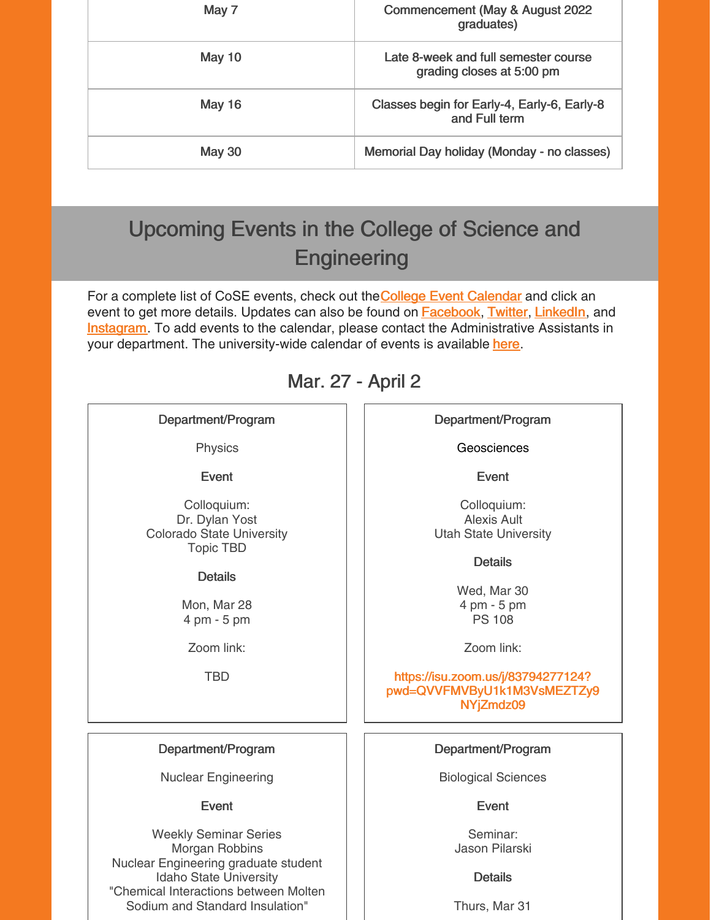| May 7 | Commencement (May & August 2022 graduates) |
|---|---|
| May 10 | Late 8-week and full semester course grading closes at 5:00 pm |
| May 16 | Classes begin for Early-4, Early-6, Early-8 and Full term |
| May 30 | Memorial Day holiday (Monday - no classes) |

## Upcoming Events in the College of Science and Engineering

For a complete list of CoSE events, check out theCollege Event Calendar and click an event to get more details. Updates can also be found on Facebook, Twitter, LinkedIn, and Instagram. To add events to the calendar, please contact the Administrative Assistants in your department. The university-wide calendar of events is available here.

### Mar. 27 - April 2

**Department/Program**

Physics

**Event**

Colloquium:
Dr. Dylan Yost
Colorado State University
Topic TBD

**Details**

Mon, Mar 28
4 pm - 5 pm

Zoom link:

TBD

---

**Department/Program**

Geosciences

**Event**

Colloquium:
Alexis Ault
Utah State University

**Details**

Wed, Mar 30
4 pm - 5 pm
PS 108

Zoom link:

https://isu.zoom.us/j/83794277124?pwd=QVVFMVByU1k1M3VsMEZTZy9NYjZmdz09

---

**Department/Program**

Nuclear Engineering

**Event**

Weekly Seminar Series
Morgan Robbins
Nuclear Engineering graduate student
Idaho State University
"Chemical Interactions between Molten Sodium and Standard Insulation"

---

**Department/Program**

Biological Sciences

**Event**

Seminar:
Jason Pilarski

**Details**

Thurs, Mar 31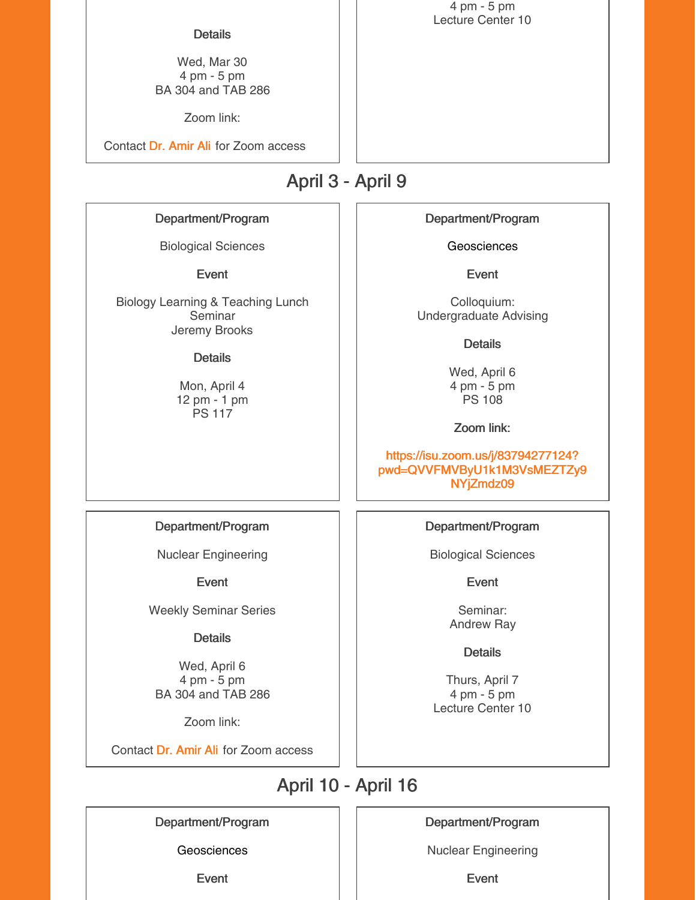**Details**

Wed, Mar 30
4 pm - 5 pm
BA 304 and TAB 286

Zoom link:

Contact Dr. Amir Ali for Zoom access

4 pm - 5 pm
Lecture Center 10

## April 3 - April 9

**Department/Program**

Biological Sciences

**Event**

Biology Learning & Teaching Lunch Seminar
Jeremy Brooks

**Details**

Mon, April 4
12 pm - 1 pm
PS 117

**Department/Program**

Geosciences

**Event**

Colloquium:
Undergraduate Advising

**Details**

Wed, April 6
4 pm - 5 pm
PS 108

**Zoom link:**

**https://isu.zoom.us/j/83794277124?pwd=QVVFMVByU1k1M3VsMEZTZy9NYjZmdz09**

**Department/Program**

Nuclear Engineering

**Event**

Weekly Seminar Series

**Details**

Wed, April 6
4 pm - 5 pm
BA 304 and TAB 286

Zoom link:

Contact Dr. Amir Ali for Zoom access

**Department/Program**

Biological Sciences

**Event**

Seminar:
Andrew Ray

**Details**

Thurs, April 7
4 pm - 5 pm
Lecture Center 10

## April 10 - April 16

**Department/Program**

Geosciences

**Event**

**Department/Program**

Nuclear Engineering

**Event**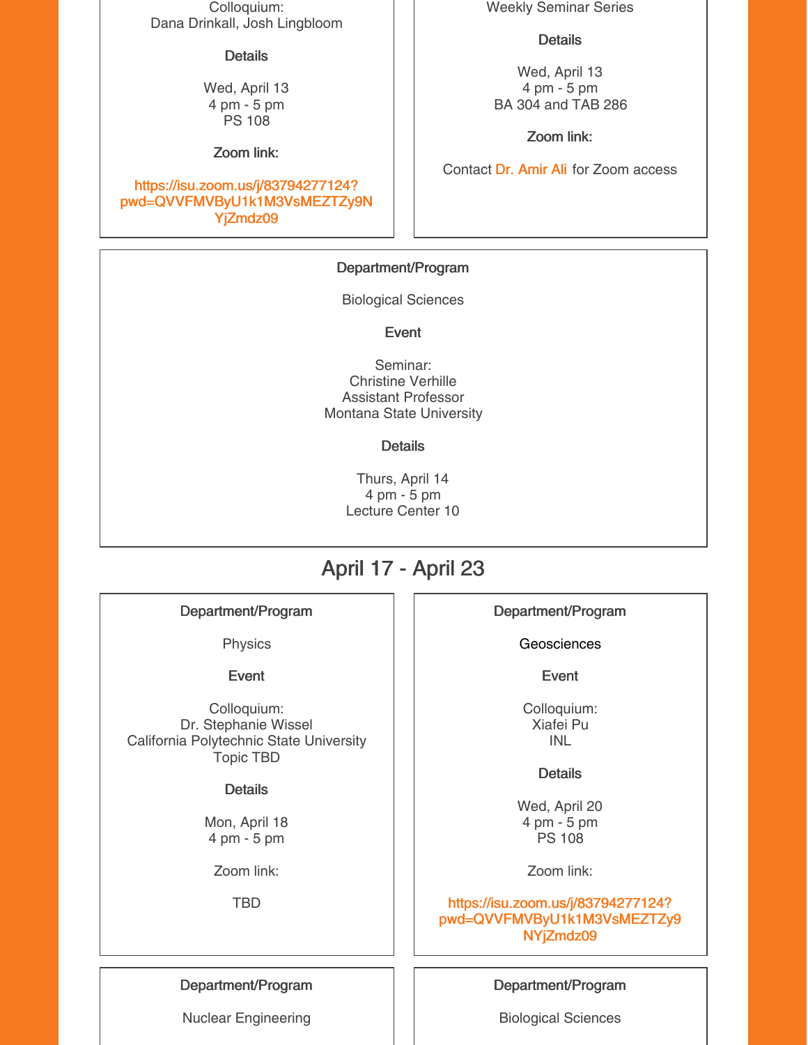Colloquium:
Dana Drinkall, Josh Lingbloom

**Details**

Wed, April 13
4 pm - 5 pm
PS 108

**Zoom link:**

https://isu.zoom.us/j/83794277124?pwd=QVVFMVByU1k1M3VsMEZTZy9NYjZmdz09

Weekly Seminar Series

**Details**

Wed, April 13
4 pm - 5 pm
BA 304 and TAB 286

**Zoom link:**

Contact Dr. Amir Ali for Zoom access

**Department/Program**

Biological Sciences

**Event**

Seminar:
Christine Verhille
Assistant Professor
Montana State University

**Details**

Thurs, April 14
4 pm - 5 pm
Lecture Center 10

## April 17 - April 23

**Department/Program**

Physics

**Event**

Colloquium:
Dr. Stephanie Wissel
California Polytechnic State University
Topic TBD

**Details**

Mon, April 18
4 pm - 5 pm

Zoom link:

TBD

**Department/Program**

Geosciences

**Event**

Colloquium:
Xiafei Pu
INL

**Details**

Wed, April 20
4 pm - 5 pm
PS 108

Zoom link:

https://isu.zoom.us/j/83794277124?pwd=QVVFMVByU1k1M3VsMEZTZy9NYjZmdz09

**Department/Program**

Nuclear Engineering

**Department/Program**

Biological Sciences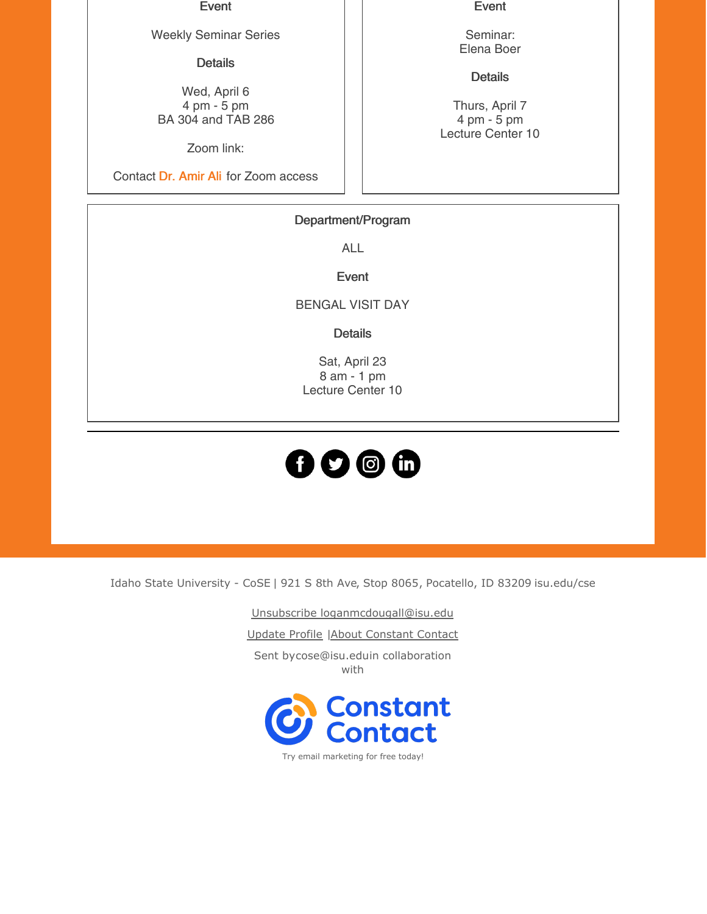**Event**

Weekly Seminar Series

**Details**

Wed, April 6
4 pm - 5 pm
BA 304 and TAB 286

Zoom link:

Contact Dr. Amir Ali for Zoom access

**Event**

Seminar:
Elena Boer

**Details**

Thurs, April 7
4 pm - 5 pm
Lecture Center 10

**Department/Program**

ALL

**Event**

BENGAL VISIT DAY

**Details**

Sat, April 23
8 am - 1 pm
Lecture Center 10

---

Idaho State University - CoSE | 921 S 8th Ave, Stop 8065, Pocatello, ID 83209 isu.edu/cse

Unsubscribe loganmcdougall@isu.edu

Update Profile |About Constant Contact

Sent bycose@isu.eduin collaboration with

Constant Contact

Try email marketing for free today!